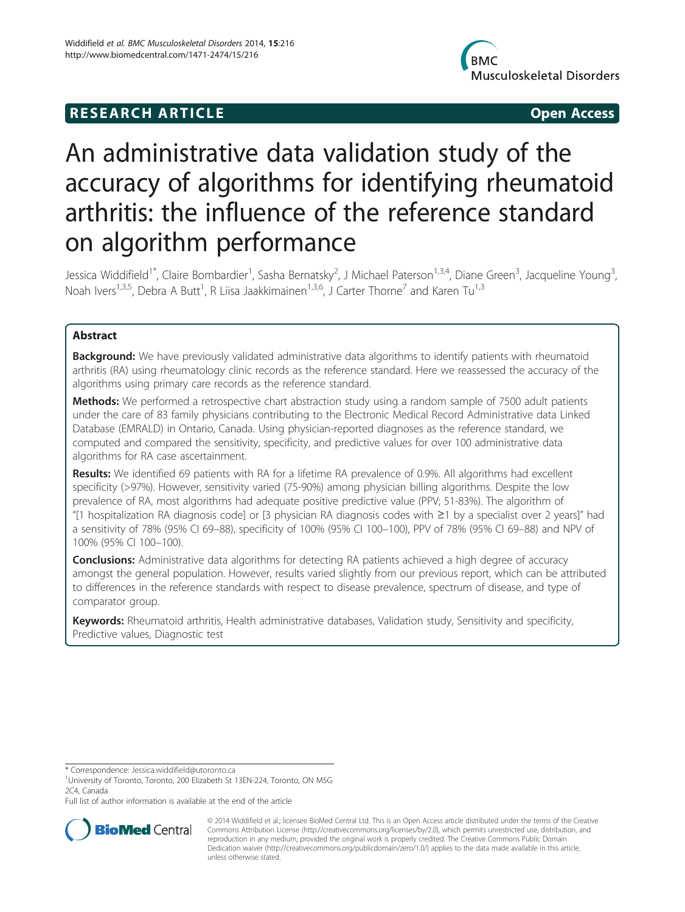**RESEARCH ARTICLE** **Open Access**

# An administrative data validation study of the accuracy of algorithms for identifying rheumatoid arthritis: the influence of the reference standard on algorithm performance

Jessica Widdifield[1*], Claire Bombardier[1], Sasha Bernatsky[2], J Michael Paterson[1,3,4], Diane Green[3], Jacqueline Young[3], Noah Ivers[1,3,5], Debra A Butt[1], R Liisa Jaakkimainen[1,3,6], J Carter Thorne[7] and Karen Tu[1,3]

## Abstract

**Background:** We have previously validated administrative data algorithms to identify patients with rheumatoid arthritis (RA) using rheumatology clinic records as the reference standard. Here we reassessed the accuracy of the algorithms using primary care records as the reference standard.

**Methods:** We performed a retrospective chart abstraction study using a random sample of 7500 adult patients under the care of 83 family physicians contributing to the Electronic Medical Record Administrative data Linked Database (EMRALD) in Ontario, Canada. Using physician-reported diagnoses as the reference standard, we computed and compared the sensitivity, specificity, and predictive values for over 100 administrative data algorithms for RA case ascertainment.

**Results:** We identified 69 patients with RA for a lifetime RA prevalence of 0.9%. All algorithms had excellent specificity (>97%). However, sensitivity varied (75-90%) among physician billing algorithms. Despite the low prevalence of RA, most algorithms had adequate positive predictive value (PPV; 51-83%). The algorithm of "[1 hospitalization RA diagnosis code] or [3 physician RA diagnosis codes with ≥1 by a specialist over 2 years]" had a sensitivity of 78% (95% CI 69–88), specificity of 100% (95% CI 100–100), PPV of 78% (95% CI 69–88) and NPV of 100% (95% CI 100–100).

**Conclusions:** Administrative data algorithms for detecting RA patients achieved a high degree of accuracy amongst the general population. However, results varied slightly from our previous report, which can be attributed to differences in the reference standards with respect to disease prevalence, spectrum of disease, and type of comparator group.

**Keywords:** Rheumatoid arthritis, Health administrative databases, Validation study, Sensitivity and specificity, Predictive values, Diagnostic test

---

\* Correspondence: Jessica.widdifield@utoronto.ca
[1]University of Toronto, Toronto, 200 Elizabeth St 13EN-224, Toronto, ON M5G 2C4, Canada
Full list of author information is available at the end of the article

© 2014 Widdifield et al.; licensee BioMed Central Ltd. This is an Open Access article distributed under the terms of the Creative Commons Attribution License (http://creativecommons.org/licenses/by/2.0), which permits unrestricted use, distribution, and reproduction in any medium, provided the original work is properly credited. The Creative Commons Public Domain Dedication waiver (http://creativecommons.org/publicdomain/zero/1.0/) applies to the data made available in this article, unless otherwise stated.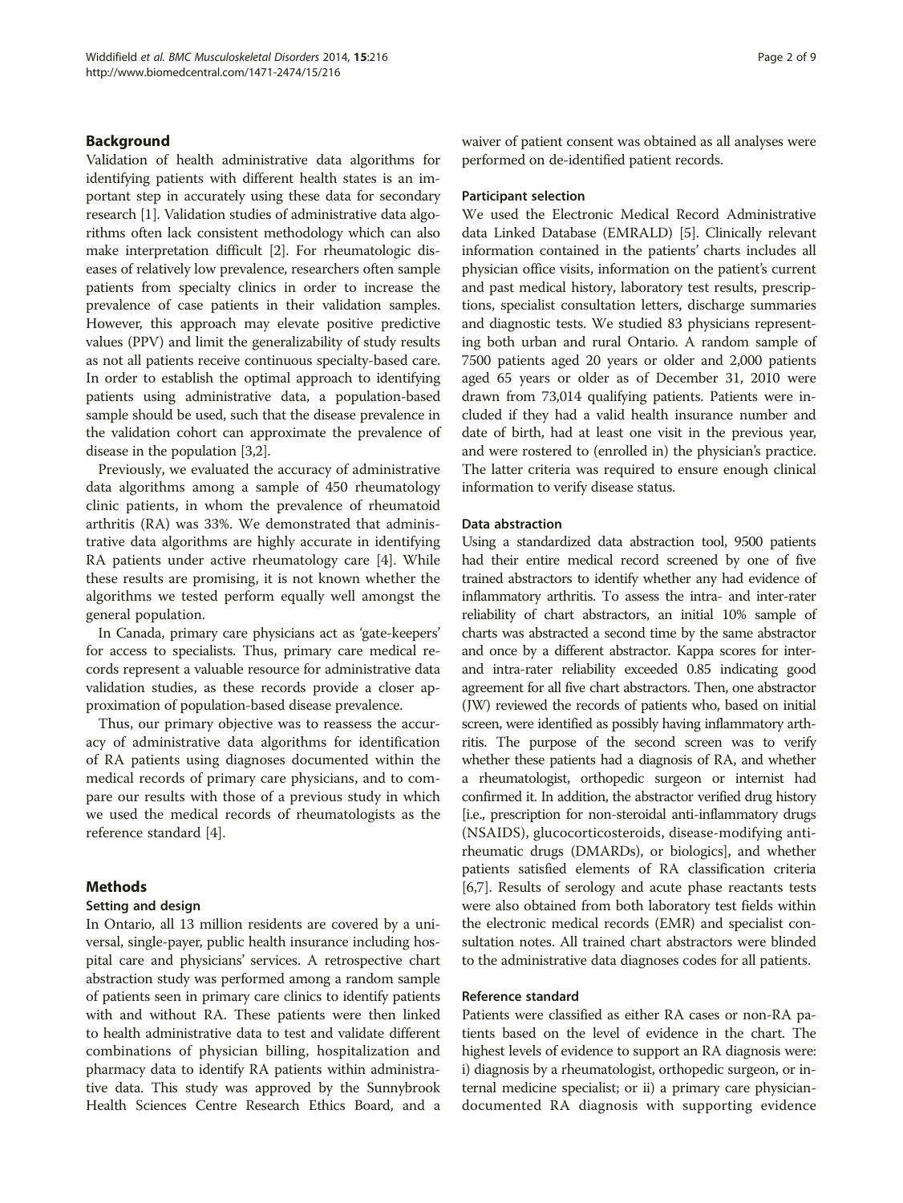## Background

Validation of health administrative data algorithms for identifying patients with different health states is an important step in accurately using these data for secondary research [1]. Validation studies of administrative data algorithms often lack consistent methodology which can also make interpretation difficult [2]. For rheumatologic diseases of relatively low prevalence, researchers often sample patients from specialty clinics in order to increase the prevalence of case patients in their validation samples. However, this approach may elevate positive predictive values (PPV) and limit the generalizability of study results as not all patients receive continuous specialty-based care. In order to establish the optimal approach to identifying patients using administrative data, a population-based sample should be used, such that the disease prevalence in the validation cohort can approximate the prevalence of disease in the population [3,2].

Previously, we evaluated the accuracy of administrative data algorithms among a sample of 450 rheumatology clinic patients, in whom the prevalence of rheumatoid arthritis (RA) was 33%. We demonstrated that administrative data algorithms are highly accurate in identifying RA patients under active rheumatology care [4]. While these results are promising, it is not known whether the algorithms we tested perform equally well amongst the general population.

In Canada, primary care physicians act as 'gate-keepers' for access to specialists. Thus, primary care medical records represent a valuable resource for administrative data validation studies, as these records provide a closer approximation of population-based disease prevalence.

Thus, our primary objective was to reassess the accuracy of administrative data algorithms for identification of RA patients using diagnoses documented within the medical records of primary care physicians, and to compare our results with those of a previous study in which we used the medical records of rheumatologists as the reference standard [4].

## Methods

### Setting and design

In Ontario, all 13 million residents are covered by a universal, single-payer, public health insurance including hospital care and physicians' services. A retrospective chart abstraction study was performed among a random sample of patients seen in primary care clinics to identify patients with and without RA. These patients were then linked to health administrative data to test and validate different combinations of physician billing, hospitalization and pharmacy data to identify RA patients within administrative data. This study was approved by the Sunnybrook Health Sciences Centre Research Ethics Board, and a waiver of patient consent was obtained as all analyses were performed on de-identified patient records.

### Participant selection

We used the Electronic Medical Record Administrative data Linked Database (EMRALD) [5]. Clinically relevant information contained in the patients' charts includes all physician office visits, information on the patient's current and past medical history, laboratory test results, prescriptions, specialist consultation letters, discharge summaries and diagnostic tests. We studied 83 physicians representing both urban and rural Ontario. A random sample of 7500 patients aged 20 years or older and 2,000 patients aged 65 years or older as of December 31, 2010 were drawn from 73,014 qualifying patients. Patients were included if they had a valid health insurance number and date of birth, had at least one visit in the previous year, and were rostered to (enrolled in) the physician's practice. The latter criteria was required to ensure enough clinical information to verify disease status.

### Data abstraction

Using a standardized data abstraction tool, 9500 patients had their entire medical record screened by one of five trained abstractors to identify whether any had evidence of inflammatory arthritis. To assess the intra- and inter-rater reliability of chart abstractors, an initial 10% sample of charts was abstracted a second time by the same abstractor and once by a different abstractor. Kappa scores for inter- and intra-rater reliability exceeded 0.85 indicating good agreement for all five chart abstractors. Then, one abstractor (JW) reviewed the records of patients who, based on initial screen, were identified as possibly having inflammatory arthritis. The purpose of the second screen was to verify whether these patients had a diagnosis of RA, and whether a rheumatologist, orthopedic surgeon or internist had confirmed it. In addition, the abstractor verified drug history [i.e., prescription for non-steroidal anti-inflammatory drugs (NSAIDS), glucocorticosteroids, disease-modifying anti-rheumatic drugs (DMARDs), or biologics], and whether patients satisfied elements of RA classification criteria [6,7]. Results of serology and acute phase reactants tests were also obtained from both laboratory test fields within the electronic medical records (EMR) and specialist consultation notes. All trained chart abstractors were blinded to the administrative data diagnoses codes for all patients.

### Reference standard

Patients were classified as either RA cases or non-RA patients based on the level of evidence in the chart. The highest levels of evidence to support an RA diagnosis were: i) diagnosis by a rheumatologist, orthopedic surgeon, or internal medicine specialist; or ii) a primary care physician-documented RA diagnosis with supporting evidence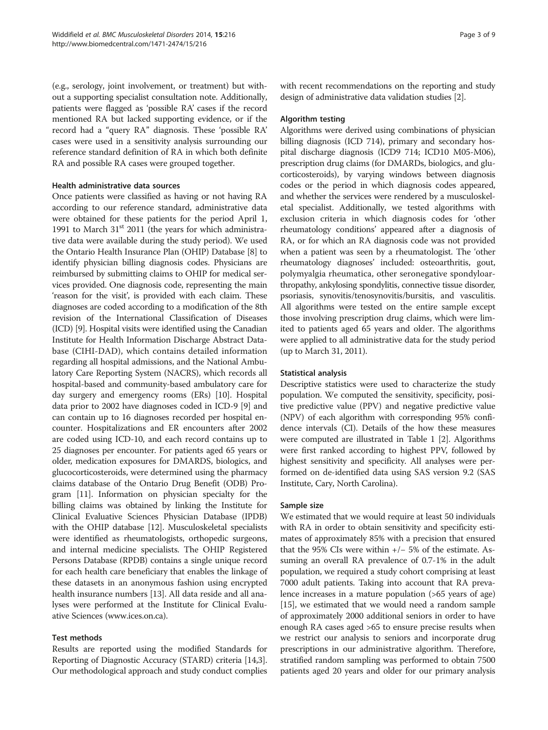(e.g., serology, joint involvement, or treatment) but without a supporting specialist consultation note. Additionally, patients were flagged as 'possible RA' cases if the record mentioned RA but lacked supporting evidence, or if the record had a "query RA" diagnosis. These 'possible RA' cases were used in a sensitivity analysis surrounding our reference standard definition of RA in which both definite RA and possible RA cases were grouped together.

#### Health administrative data sources

Once patients were classified as having or not having RA according to our reference standard, administrative data were obtained for these patients for the period April 1, 1991 to March 31$^{st}$ 2011 (the years for which administrative data were available during the study period). We used the Ontario Health Insurance Plan (OHIP) Database [8] to identify physician billing diagnosis codes. Physicians are reimbursed by submitting claims to OHIP for medical services provided. One diagnosis code, representing the main 'reason for the visit', is provided with each claim. These diagnoses are coded according to a modification of the 8th revision of the International Classification of Diseases (ICD) [9]. Hospital visits were identified using the Canadian Institute for Health Information Discharge Abstract Database (CIHI-DAD), which contains detailed information regarding all hospital admissions, and the National Ambulatory Care Reporting System (NACRS), which records all hospital-based and community-based ambulatory care for day surgery and emergency rooms (ERs) [10]. Hospital data prior to 2002 have diagnoses coded in ICD-9 [9] and can contain up to 16 diagnoses recorded per hospital encounter. Hospitalizations and ER encounters after 2002 are coded using ICD-10, and each record contains up to 25 diagnoses per encounter. For patients aged 65 years or older, medication exposures for DMARDS, biologics, and glucocorticosteroids, were determined using the pharmacy claims database of the Ontario Drug Benefit (ODB) Program [11]. Information on physician specialty for the billing claims was obtained by linking the Institute for Clinical Evaluative Sciences Physician Database (IPDB) with the OHIP database [12]. Musculoskeletal specialists were identified as rheumatologists, orthopedic surgeons, and internal medicine specialists. The OHIP Registered Persons Database (RPDB) contains a single unique record for each health care beneficiary that enables the linkage of these datasets in an anonymous fashion using encrypted health insurance numbers [13]. All data reside and all analyses were performed at the Institute for Clinical Evaluative Sciences (www.ices.on.ca).

#### Test methods

Results are reported using the modified Standards for Reporting of Diagnostic Accuracy (STARD) criteria [14,3]. Our methodological approach and study conduct complies with recent recommendations on the reporting and study design of administrative data validation studies [2].

#### Algorithm testing

Algorithms were derived using combinations of physician billing diagnosis (ICD 714), primary and secondary hospital discharge diagnosis (ICD9 714; ICD10 M05-M06), prescription drug claims (for DMARDs, biologics, and glucocorticosteroids), by varying windows between diagnosis codes or the period in which diagnosis codes appeared, and whether the services were rendered by a musculoskeletal specialist. Additionally, we tested algorithms with exclusion criteria in which diagnosis codes for 'other rheumatology conditions' appeared after a diagnosis of RA, or for which an RA diagnosis code was not provided when a patient was seen by a rheumatologist. The 'other rheumatology diagnoses' included: osteoarthritis, gout, polymyalgia rheumatica, other seronegative spondyloarthropathy, ankylosing spondylitis, connective tissue disorder, psoriasis, synovitis/tenosynovitis/bursitis, and vasculitis. All algorithms were tested on the entire sample except those involving prescription drug claims, which were limited to patients aged 65 years and older. The algorithms were applied to all administrative data for the study period (up to March 31, 2011).

#### Statistical analysis

Descriptive statistics were used to characterize the study population. We computed the sensitivity, specificity, positive predictive value (PPV) and negative predictive value (NPV) of each algorithm with corresponding 95% confidence intervals (CI). Details of the how these measures were computed are illustrated in Table 1 [2]. Algorithms were first ranked according to highest PPV, followed by highest sensitivity and specificity. All analyses were performed on de-identified data using SAS version 9.2 (SAS Institute, Cary, North Carolina).

#### Sample size

We estimated that we would require at least 50 individuals with RA in order to obtain sensitivity and specificity estimates of approximately 85% with a precision that ensured that the 95% CIs were within +/− 5% of the estimate. Assuming an overall RA prevalence of 0.7-1% in the adult population, we required a study cohort comprising at least 7000 adult patients. Taking into account that RA prevalence increases in a mature population (>65 years of age) [15], we estimated that we would need a random sample of approximately 2000 additional seniors in order to have enough RA cases aged >65 to ensure precise results when we restrict our analysis to seniors and incorporate drug prescriptions in our administrative algorithm. Therefore, stratified random sampling was performed to obtain 7500 patients aged 20 years and older for our primary analysis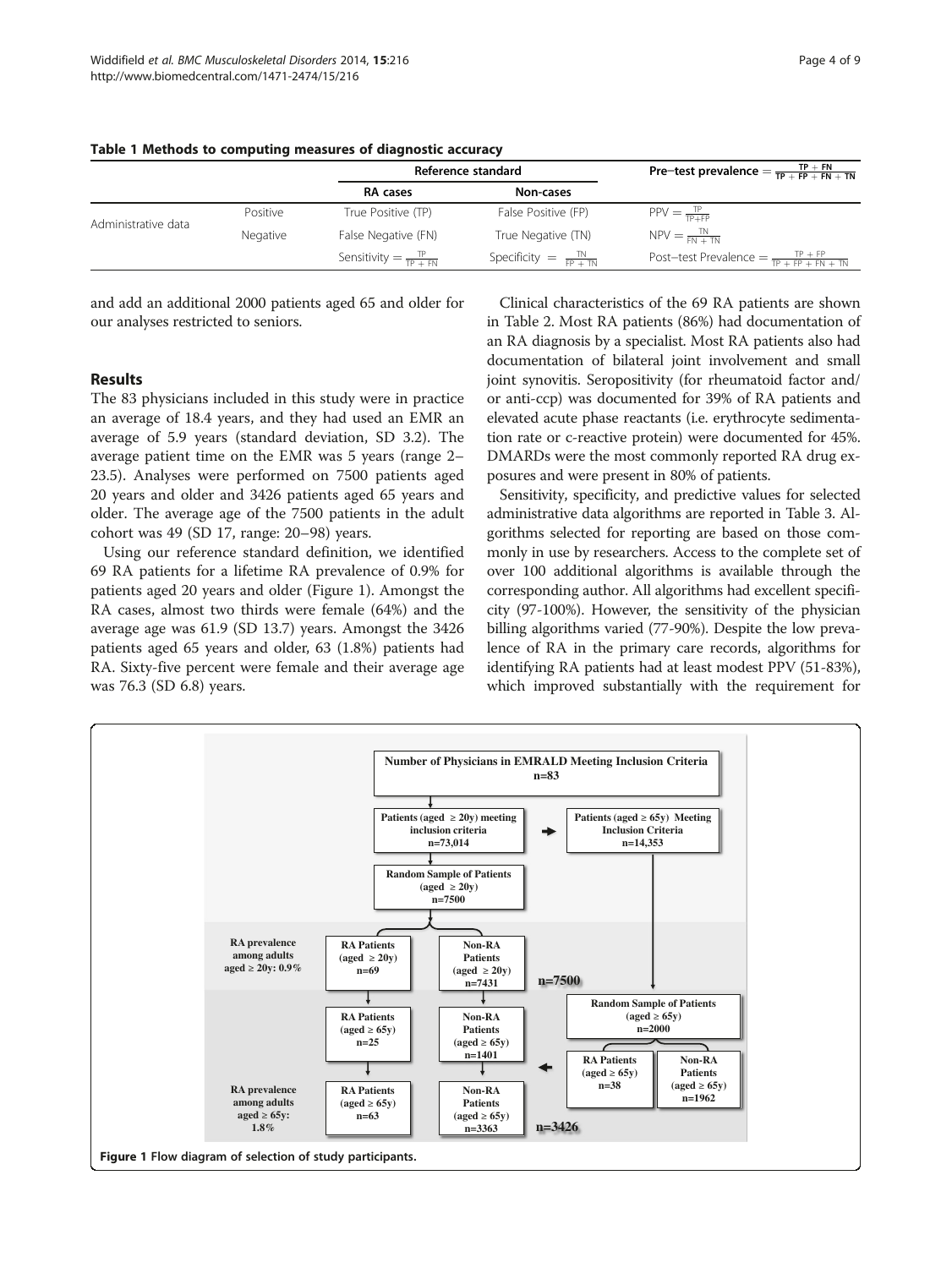**Table 1 Methods to computing measures of diagnostic accuracy**

| | | Reference standard | | Pre−test prevalence $= \frac{TP + FN}{TP + FP + FN + TN}$ |
|---|---|---|---|---|
| | | RA cases | Non-cases | |
| Administrative data | Positive | True Positive (TP) | False Positive (FP) | $PPV = \frac{TP}{TP+FP}$ |
| | Negative | False Negative (FN) | True Negative (TN) | $NPV = \frac{TN}{FN + TN}$ |
| | | Sensitivity $= \frac{TP}{TP + FN}$ | Specificity $= \frac{TN}{FP + TN}$ | Post−test Prevalence $= \frac{TP + FP}{TP + FP + FN + TN}$ |

and add an additional 2000 patients aged 65 and older for our analyses restricted to seniors.

## Results

The 83 physicians included in this study were in practice an average of 18.4 years, and they had used an EMR an average of 5.9 years (standard deviation, SD 3.2). The average patient time on the EMR was 5 years (range 2–23.5). Analyses were performed on 7500 patients aged 20 years and older and 3426 patients aged 65 years and older. The average age of the 7500 patients in the adult cohort was 49 (SD 17, range: 20–98) years.

Using our reference standard definition, we identified 69 RA patients for a lifetime RA prevalence of 0.9% for patients aged 20 years and older (Figure 1). Amongst the RA cases, almost two thirds were female (64%) and the average age was 61.9 (SD 13.7) years. Amongst the 3426 patients aged 65 years and older, 63 (1.8%) patients had RA. Sixty-five percent were female and their average age was 76.3 (SD 6.8) years.

Clinical characteristics of the 69 RA patients are shown in Table 2. Most RA patients (86%) had documentation of an RA diagnosis by a specialist. Most RA patients also had documentation of bilateral joint involvement and small joint synovitis. Seropositivity (for rheumatoid factor and/or anti-ccp) was documented for 39% of RA patients and elevated acute phase reactants (i.e. erythrocyte sedimentation rate or c-reactive protein) were documented for 45%. DMARDs were the most commonly reported RA drug exposures and were present in 80% of patients.

Sensitivity, specificity, and predictive values for selected administrative data algorithms are reported in Table 3. Algorithms selected for reporting are based on those commonly in use by researchers. Access to the complete set of over 100 additional algorithms is available through the corresponding author. All algorithms had excellent specificity (97-100%). However, the sensitivity of the physician billing algorithms varied (77-90%). Despite the low prevalence of RA in the primary care records, algorithms for identifying RA patients had at least modest PPV (51-83%), which improved substantially with the requirement for

Number of Physicians in EMRALD Meeting Inclusion Criteria n=83

Patients (aged ≥ 20y) meeting inclusion criteria n=73,014

Patients (aged ≥ 65y) Meeting Inclusion Criteria n=14,353

Random Sample of Patients (aged ≥ 20y) n=7500

RA prevalence among adults aged ≥ 20y: 0.9%

RA Patients (aged ≥ 20y) n=69

Non-RA Patients (aged ≥ 20y) n=7431

n=7500

Random Sample of Patients (aged ≥ 65y) n=2000

RA Patients (aged ≥ 65y) n=25

Non-RA Patients (aged ≥ 65y) n=1401

RA Patients (aged ≥ 65y) n=38

Non-RA Patients (aged ≥ 65y) n=1962

RA prevalence among adults aged ≥ 65y: 1.8%

RA Patients (aged ≥ 65y) n=63

Non-RA Patients (aged ≥ 65y) n=3363

n=3426

**Figure 1** Flow diagram of selection of study participants.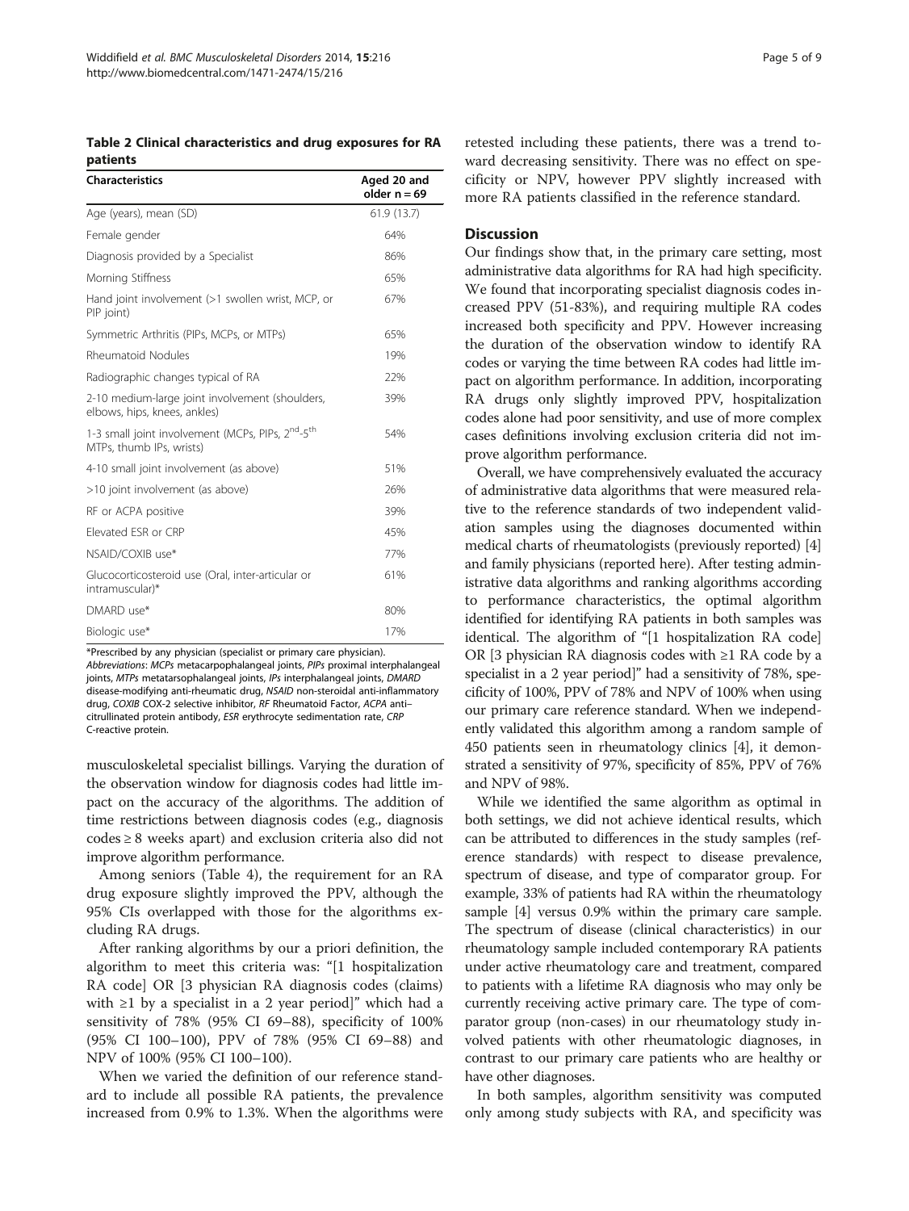**Table 2 Clinical characteristics and drug exposures for RA patients**

| Characteristics | Aged 20 and older n = 69 |
|---|---|
| Age (years), mean (SD) | 61.9 (13.7) |
| Female gender | 64% |
| Diagnosis provided by a Specialist | 86% |
| Morning Stiffness | 65% |
| Hand joint involvement (>1 swollen wrist, MCP, or PIP joint) | 67% |
| Symmetric Arthritis (PIPs, MCPs, or MTPs) | 65% |
| Rheumatoid Nodules | 19% |
| Radiographic changes typical of RA | 22% |
| 2-10 medium-large joint involvement (shoulders, elbows, hips, knees, ankles) | 39% |
| 1-3 small joint involvement (MCPs, PIPs, 2nd-5th MTPs, thumb IPs, wrists) | 54% |
| 4-10 small joint involvement (as above) | 51% |
| >10 joint involvement (as above) | 26% |
| RF or ACPA positive | 39% |
| Elevated ESR or CRP | 45% |
| NSAID/COXIB use* | 77% |
| Glucocorticosteroid use (Oral, inter-articular or intramuscular)* | 61% |
| DMARD use* | 80% |
| Biologic use* | 17% |

*Prescribed by any physician (specialist or primary care physician).
*Abbreviations*: *MCPs* metacarpophalangeal joints, *PIPs* proximal interphalangeal joints, *MTPs* metatarsophalangeal joints, *IPs* interphalangeal joints, *DMARD* disease-modifying anti-rheumatic drug, *NSAID* non-steroidal anti-inflammatory drug, *COXIB* COX-2 selective inhibitor, *RF* Rheumatoid Factor, *ACPA* anti-citrullinated protein antibody, *ESR* erythrocyte sedimentation rate, *CRP* C-reactive protein.

musculoskeletal specialist billings. Varying the duration of the observation window for diagnosis codes had little impact on the accuracy of the algorithms. The addition of time restrictions between diagnosis codes (e.g., diagnosis codes ≥ 8 weeks apart) and exclusion criteria also did not improve algorithm performance.

Among seniors (Table 4), the requirement for an RA drug exposure slightly improved the PPV, although the 95% CIs overlapped with those for the algorithms excluding RA drugs.

After ranking algorithms by our a priori definition, the algorithm to meet this criteria was: "[1 hospitalization RA code] OR [3 physician RA diagnosis codes (claims) with ≥1 by a specialist in a 2 year period]" which had a sensitivity of 78% (95% CI 69–88), specificity of 100% (95% CI 100–100), PPV of 78% (95% CI 69–88) and NPV of 100% (95% CI 100–100).

When we varied the definition of our reference standard to include all possible RA patients, the prevalence increased from 0.9% to 1.3%. When the algorithms were retested including these patients, there was a trend toward decreasing sensitivity. There was no effect on specificity or NPV, however PPV slightly increased with more RA patients classified in the reference standard.

## Discussion

Our findings show that, in the primary care setting, most administrative data algorithms for RA had high specificity. We found that incorporating specialist diagnosis codes increased PPV (51-83%), and requiring multiple RA codes increased both specificity and PPV. However increasing the duration of the observation window to identify RA codes or varying the time between RA codes had little impact on algorithm performance. In addition, incorporating RA drugs only slightly improved PPV, hospitalization codes alone had poor sensitivity, and use of more complex cases definitions involving exclusion criteria did not improve algorithm performance.

Overall, we have comprehensively evaluated the accuracy of administrative data algorithms that were measured relative to the reference standards of two independent validation samples using the diagnoses documented within medical charts of rheumatologists (previously reported) [4] and family physicians (reported here). After testing administrative data algorithms and ranking algorithms according to performance characteristics, the optimal algorithm identified for identifying RA patients in both samples was identical. The algorithm of "[1 hospitalization RA code] OR [3 physician RA diagnosis codes with ≥1 RA code by a specialist in a 2 year period]" had a sensitivity of 78%, specificity of 100%, PPV of 78% and NPV of 100% when using our primary care reference standard. When we independently validated this algorithm among a random sample of 450 patients seen in rheumatology clinics [4], it demonstrated a sensitivity of 97%, specificity of 85%, PPV of 76% and NPV of 98%.

While we identified the same algorithm as optimal in both settings, we did not achieve identical results, which can be attributed to differences in the study samples (reference standards) with respect to disease prevalence, spectrum of disease, and type of comparator group. For example, 33% of patients had RA within the rheumatology sample [4] versus 0.9% within the primary care sample. The spectrum of disease (clinical characteristics) in our rheumatology sample included contemporary RA patients under active rheumatology care and treatment, compared to patients with a lifetime RA diagnosis who may only be currently receiving active primary care. The type of comparator group (non-cases) in our rheumatology study involved patients with other rheumatologic diagnoses, in contrast to our primary care patients who are healthy or have other diagnoses.

In both samples, algorithm sensitivity was computed only among study subjects with RA, and specificity was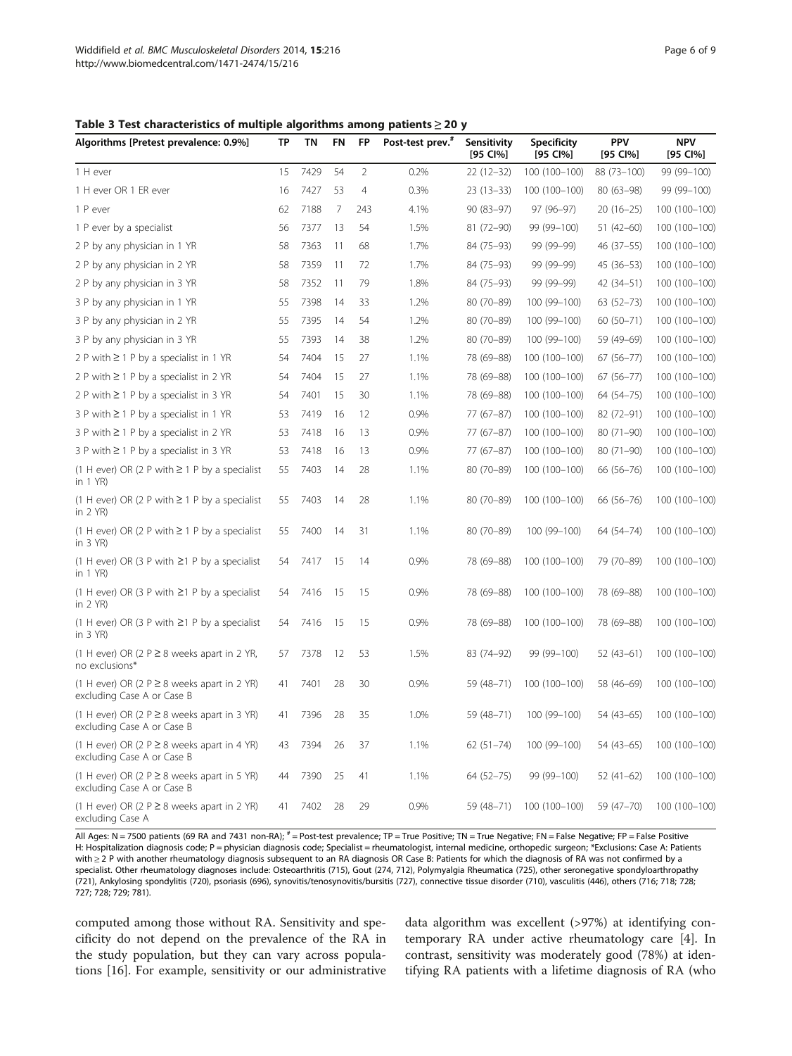**Table 3 Test characteristics of multiple algorithms among patients ≥ 20 y**

| Algorithms [Pretest prevalence: 0.9%] | TP | TN | FN | FP | Post-test prev.[#] | Sensitivity [95 CI%] | Specificity [95 CI%] | PPV [95 CI%] | NPV [95 CI%] |
|---|---|---|---|---|---|---|---|---|---|
| 1 H ever | 15 | 7429 | 54 | 2 | 0.2% | 22 (12–32) | 100 (100–100) | 88 (73–100) | 99 (99–100) |
| 1 H ever OR 1 ER ever | 16 | 7427 | 53 | 4 | 0.3% | 23 (13–33) | 100 (100–100) | 80 (63–98) | 99 (99–100) |
| 1 P ever | 62 | 7188 | 7 | 243 | 4.1% | 90 (83–97) | 97 (96–97) | 20 (16–25) | 100 (100–100) |
| 1 P ever by a specialist | 56 | 7377 | 13 | 54 | 1.5% | 81 (72–90) | 99 (99–100) | 51 (42–60) | 100 (100–100) |
| 2 P by any physician in 1 YR | 58 | 7363 | 11 | 68 | 1.7% | 84 (75–93) | 99 (99–99) | 46 (37–55) | 100 (100–100) |
| 2 P by any physician in 2 YR | 58 | 7359 | 11 | 72 | 1.7% | 84 (75–93) | 99 (99–99) | 45 (36–53) | 100 (100–100) |
| 2 P by any physician in 3 YR | 58 | 7352 | 11 | 79 | 1.8% | 84 (75–93) | 99 (99–99) | 42 (34–51) | 100 (100–100) |
| 3 P by any physician in 1 YR | 55 | 7398 | 14 | 33 | 1.2% | 80 (70–89) | 100 (99–100) | 63 (52–73) | 100 (100–100) |
| 3 P by any physician in 2 YR | 55 | 7395 | 14 | 54 | 1.2% | 80 (70–89) | 100 (99–100) | 60 (50–71) | 100 (100–100) |
| 3 P by any physician in 3 YR | 55 | 7393 | 14 | 38 | 1.2% | 80 (70–89) | 100 (99–100) | 59 (49–69) | 100 (100–100) |
| 2 P with ≥ 1 P by a specialist in 1 YR | 54 | 7404 | 15 | 27 | 1.1% | 78 (69–88) | 100 (100–100) | 67 (56–77) | 100 (100–100) |
| 2 P with ≥ 1 P by a specialist in 2 YR | 54 | 7404 | 15 | 27 | 1.1% | 78 (69–88) | 100 (100–100) | 67 (56–77) | 100 (100–100) |
| 2 P with ≥ 1 P by a specialist in 3 YR | 54 | 7401 | 15 | 30 | 1.1% | 78 (69–88) | 100 (100–100) | 64 (54–75) | 100 (100–100) |
| 3 P with ≥ 1 P by a specialist in 1 YR | 53 | 7419 | 16 | 12 | 0.9% | 77 (67–87) | 100 (100–100) | 82 (72–91) | 100 (100–100) |
| 3 P with ≥ 1 P by a specialist in 2 YR | 53 | 7418 | 16 | 13 | 0.9% | 77 (67–87) | 100 (100–100) | 80 (71–90) | 100 (100–100) |
| 3 P with ≥ 1 P by a specialist in 3 YR | 53 | 7418 | 16 | 13 | 0.9% | 77 (67–87) | 100 (100–100) | 80 (71–90) | 100 (100–100) |
| (1 H ever) OR (2 P with ≥ 1 P by a specialist in 1 YR) | 55 | 7403 | 14 | 28 | 1.1% | 80 (70–89) | 100 (100–100) | 66 (56–76) | 100 (100–100) |
| (1 H ever) OR (2 P with ≥ 1 P by a specialist in 2 YR) | 55 | 7403 | 14 | 28 | 1.1% | 80 (70–89) | 100 (100–100) | 66 (56–76) | 100 (100–100) |
| (1 H ever) OR (2 P with ≥ 1 P by a specialist in 3 YR) | 55 | 7400 | 14 | 31 | 1.1% | 80 (70–89) | 100 (99–100) | 64 (54–74) | 100 (100–100) |
| (1 H ever) OR (3 P with ≥1 P by a specialist in 1 YR) | 54 | 7417 | 15 | 14 | 0.9% | 78 (69–88) | 100 (100–100) | 79 (70–89) | 100 (100–100) |
| (1 H ever) OR (3 P with ≥1 P by a specialist in 2 YR) | 54 | 7416 | 15 | 15 | 0.9% | 78 (69–88) | 100 (100–100) | 78 (69–88) | 100 (100–100) |
| (1 H ever) OR (3 P with ≥1 P by a specialist in 3 YR) | 54 | 7416 | 15 | 15 | 0.9% | 78 (69–88) | 100 (100–100) | 78 (69–88) | 100 (100–100) |
| (1 H ever) OR (2 P ≥ 8 weeks apart in 2 YR, no exclusions* | 57 | 7378 | 12 | 53 | 1.5% | 83 (74–92) | 99 (99–100) | 52 (43–61) | 100 (100–100) |
| (1 H ever) OR (2 P ≥ 8 weeks apart in 2 YR) excluding Case A or Case B | 41 | 7401 | 28 | 30 | 0.9% | 59 (48–71) | 100 (100–100) | 58 (46–69) | 100 (100–100) |
| (1 H ever) OR (2 P ≥ 8 weeks apart in 3 YR) excluding Case A or Case B | 41 | 7396 | 28 | 35 | 1.0% | 59 (48–71) | 100 (99–100) | 54 (43–65) | 100 (100–100) |
| (1 H ever) OR (2 P ≥ 8 weeks apart in 4 YR) excluding Case A or Case B | 43 | 7394 | 26 | 37 | 1.1% | 62 (51–74) | 100 (99–100) | 54 (43–65) | 100 (100–100) |
| (1 H ever) OR (2 P ≥ 8 weeks apart in 5 YR) excluding Case A or Case B | 44 | 7390 | 25 | 41 | 1.1% | 64 (52–75) | 99 (99–100) | 52 (41–62) | 100 (100–100) |
| (1 H ever) OR (2 P ≥ 8 weeks apart in 2 YR) excluding Case A | 41 | 7402 | 28 | 29 | 0.9% | 59 (48–71) | 100 (100–100) | 59 (47–70) | 100 (100–100) |

All Ages: N = 7500 patients (69 RA and 7431 non-RA); [#] = Post-test prevalence; TP = True Positive; TN = True Negative; FN = False Negative; FP = False Positive
H: Hospitalization diagnosis code; P = physician diagnosis code; Specialist = rheumatologist, internal medicine, orthopedic surgeon; *Exclusions: Case A: Patients with ≥ 2 P with another rheumatology diagnosis subsequent to an RA diagnosis OR Case B: Patients for which the diagnosis of RA was not confirmed by a specialist. Other rheumatology diagnoses include: Osteoarthritis (715), Gout (274, 712), Polymyalgia Rheumatica (725), other seronegative spondyloarthropathy (721), Ankylosing spondylitis (720), psoriasis (696), synovitis/tenosynovitis/bursitis (727), connective tissue disorder (710), vasculitis (446), others (716; 718; 728; 727; 728; 729; 781).

computed among those without RA. Sensitivity and specificity do not depend on the prevalence of the RA in the study population, but they can vary across populations [16]. For example, sensitivity or our administrative data algorithm was excellent (>97%) at identifying contemporary RA under active rheumatology care [4]. In contrast, sensitivity was moderately good (78%) at identifying RA patients with a lifetime diagnosis of RA (who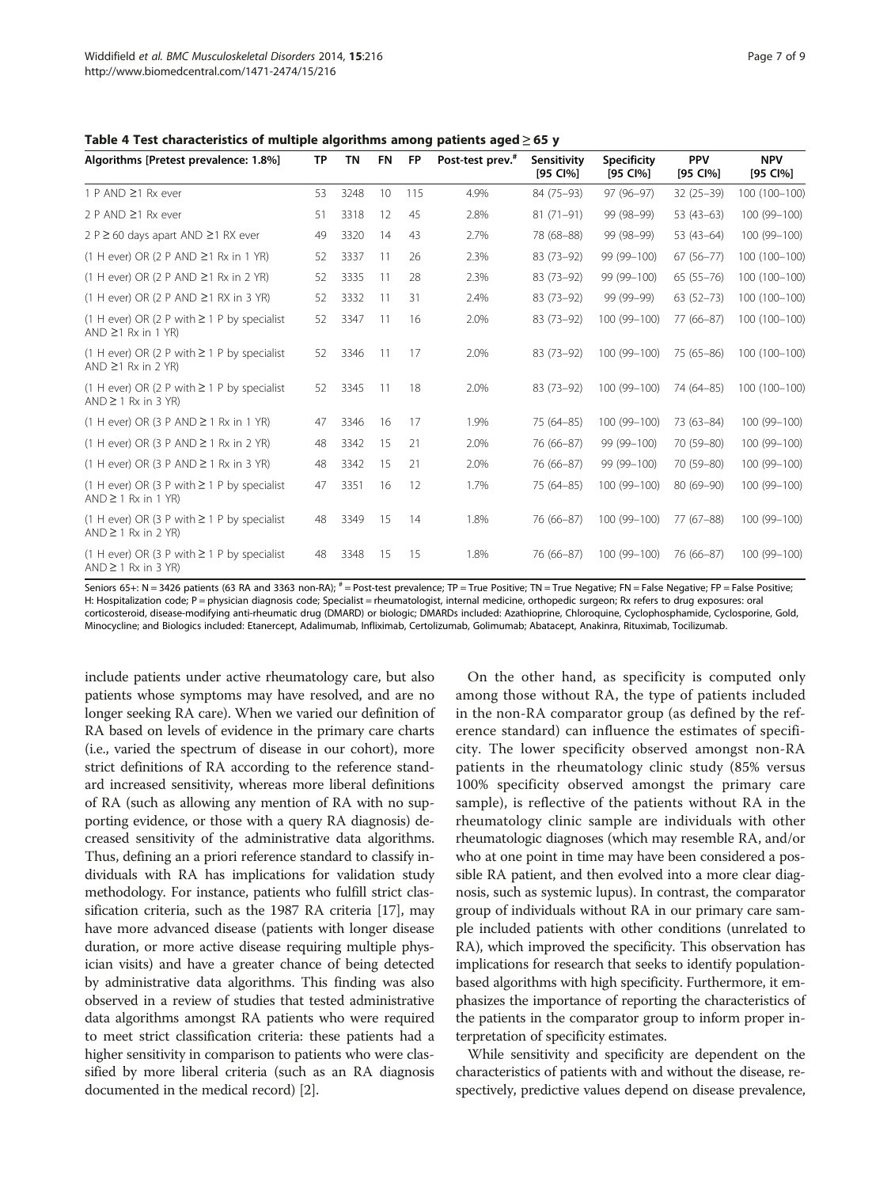**Table 4 Test characteristics of multiple algorithms among patients aged ≥ 65 y**

| Algorithms [Pretest prevalence: 1.8%] | TP | TN | FN | FP | Post-test prev.# | Sensitivity [95 CI%] | Specificity [95 CI%] | PPV [95 CI%] | NPV [95 CI%] |
|---|---|---|---|---|---|---|---|---|---|
| 1 P AND ≥1 Rx ever | 53 | 3248 | 10 | 115 | 4.9% | 84 (75–93) | 97 (96–97) | 32 (25–39) | 100 (100–100) |
| 2 P AND ≥1 Rx ever | 51 | 3318 | 12 | 45 | 2.8% | 81 (71–91) | 99 (98–99) | 53 (43–63) | 100 (99–100) |
| 2 P ≥ 60 days apart AND ≥1 RX ever | 49 | 3320 | 14 | 43 | 2.7% | 78 (68–88) | 99 (98–99) | 53 (43–64) | 100 (99–100) |
| (1 H ever) OR (2 P AND ≥1 Rx in 1 YR) | 52 | 3337 | 11 | 26 | 2.3% | 83 (73–92) | 99 (99–100) | 67 (56–77) | 100 (100–100) |
| (1 H ever) OR (2 P AND ≥1 Rx in 2 YR) | 52 | 3335 | 11 | 28 | 2.3% | 83 (73–92) | 99 (99–100) | 65 (55–76) | 100 (100–100) |
| (1 H ever) OR (2 P AND ≥1 RX in 3 YR) | 52 | 3332 | 11 | 31 | 2.4% | 83 (73–92) | 99 (99–99) | 63 (52–73) | 100 (100–100) |
| (1 H ever) OR (2 P with ≥ 1 P by specialist AND ≥1 Rx in 1 YR) | 52 | 3347 | 11 | 16 | 2.0% | 83 (73–92) | 100 (99–100) | 77 (66–87) | 100 (100–100) |
| (1 H ever) OR (2 P with ≥ 1 P by specialist AND ≥1 Rx in 2 YR) | 52 | 3346 | 11 | 17 | 2.0% | 83 (73–92) | 100 (99–100) | 75 (65–86) | 100 (100–100) |
| (1 H ever) OR (2 P with ≥ 1 P by specialist AND ≥ 1 Rx in 3 YR) | 52 | 3345 | 11 | 18 | 2.0% | 83 (73–92) | 100 (99–100) | 74 (64–85) | 100 (100–100) |
| (1 H ever) OR (3 P AND ≥ 1 Rx in 1 YR) | 47 | 3346 | 16 | 17 | 1.9% | 75 (64–85) | 100 (99–100) | 73 (63–84) | 100 (99–100) |
| (1 H ever) OR (3 P AND ≥ 1 Rx in 2 YR) | 48 | 3342 | 15 | 21 | 2.0% | 76 (66–87) | 99 (99–100) | 70 (59–80) | 100 (99–100) |
| (1 H ever) OR (3 P AND ≥ 1 Rx in 3 YR) | 48 | 3342 | 15 | 21 | 2.0% | 76 (66–87) | 99 (99–100) | 70 (59–80) | 100 (99–100) |
| (1 H ever) OR (3 P with ≥ 1 P by specialist AND ≥ 1 Rx in 1 YR) | 47 | 3351 | 16 | 12 | 1.7% | 75 (64–85) | 100 (99–100) | 80 (69–90) | 100 (99–100) |
| (1 H ever) OR (3 P with ≥ 1 P by specialist AND ≥ 1 Rx in 2 YR) | 48 | 3349 | 15 | 14 | 1.8% | 76 (66–87) | 100 (99–100) | 77 (67–88) | 100 (99–100) |
| (1 H ever) OR (3 P with ≥ 1 P by specialist AND ≥ 1 Rx in 3 YR) | 48 | 3348 | 15 | 15 | 1.8% | 76 (66–87) | 100 (99–100) | 76 (66–87) | 100 (99–100) |

Seniors 65+: N = 3426 patients (63 RA and 3363 non-RA); # = Post-test prevalence; TP = True Positive; TN = True Negative; FN = False Negative; FP = False Positive; H: Hospitalization code; P = physician diagnosis code; Specialist = rheumatologist, internal medicine, orthopedic surgeon; Rx refers to drug exposures: oral corticosteroid, disease-modifying anti-rheumatic drug (DMARD) or biologic; DMARDs included: Azathioprine, Chloroquine, Cyclophosphamide, Cyclosporine, Gold, Minocycline; and Biologics included: Etanercept, Adalimumab, Infliximab, Certolizumab, Golimumab; Abatacept, Anakinra, Rituximab, Tocilizumab.

include patients under active rheumatology care, but also patients whose symptoms may have resolved, and are no longer seeking RA care). When we varied our definition of RA based on levels of evidence in the primary care charts (i.e., varied the spectrum of disease in our cohort), more strict definitions of RA according to the reference standard increased sensitivity, whereas more liberal definitions of RA (such as allowing any mention of RA with no supporting evidence, or those with a query RA diagnosis) decreased sensitivity of the administrative data algorithms. Thus, defining an a priori reference standard to classify individuals with RA has implications for validation study methodology. For instance, patients who fulfill strict classification criteria, such as the 1987 RA criteria [17], may have more advanced disease (patients with longer disease duration, or more active disease requiring multiple physician visits) and have a greater chance of being detected by administrative data algorithms. This finding was also observed in a review of studies that tested administrative data algorithms amongst RA patients who were required to meet strict classification criteria: these patients had a higher sensitivity in comparison to patients who were classified by more liberal criteria (such as an RA diagnosis documented in the medical record) [2].

On the other hand, as specificity is computed only among those without RA, the type of patients included in the non-RA comparator group (as defined by the reference standard) can influence the estimates of specificity. The lower specificity observed amongst non-RA patients in the rheumatology clinic study (85% versus 100% specificity observed amongst the primary care sample), is reflective of the patients without RA in the rheumatology clinic sample are individuals with other rheumatologic diagnoses (which may resemble RA, and/or who at one point in time may have been considered a possible RA patient, and then evolved into a more clear diagnosis, such as systemic lupus). In contrast, the comparator group of individuals without RA in our primary care sample included patients with other conditions (unrelated to RA), which improved the specificity. This observation has implications for research that seeks to identify population-based algorithms with high specificity. Furthermore, it emphasizes the importance of reporting the characteristics of the patients in the comparator group to inform proper interpretation of specificity estimates.

While sensitivity and specificity are dependent on the characteristics of patients with and without the disease, respectively, predictive values depend on disease prevalence,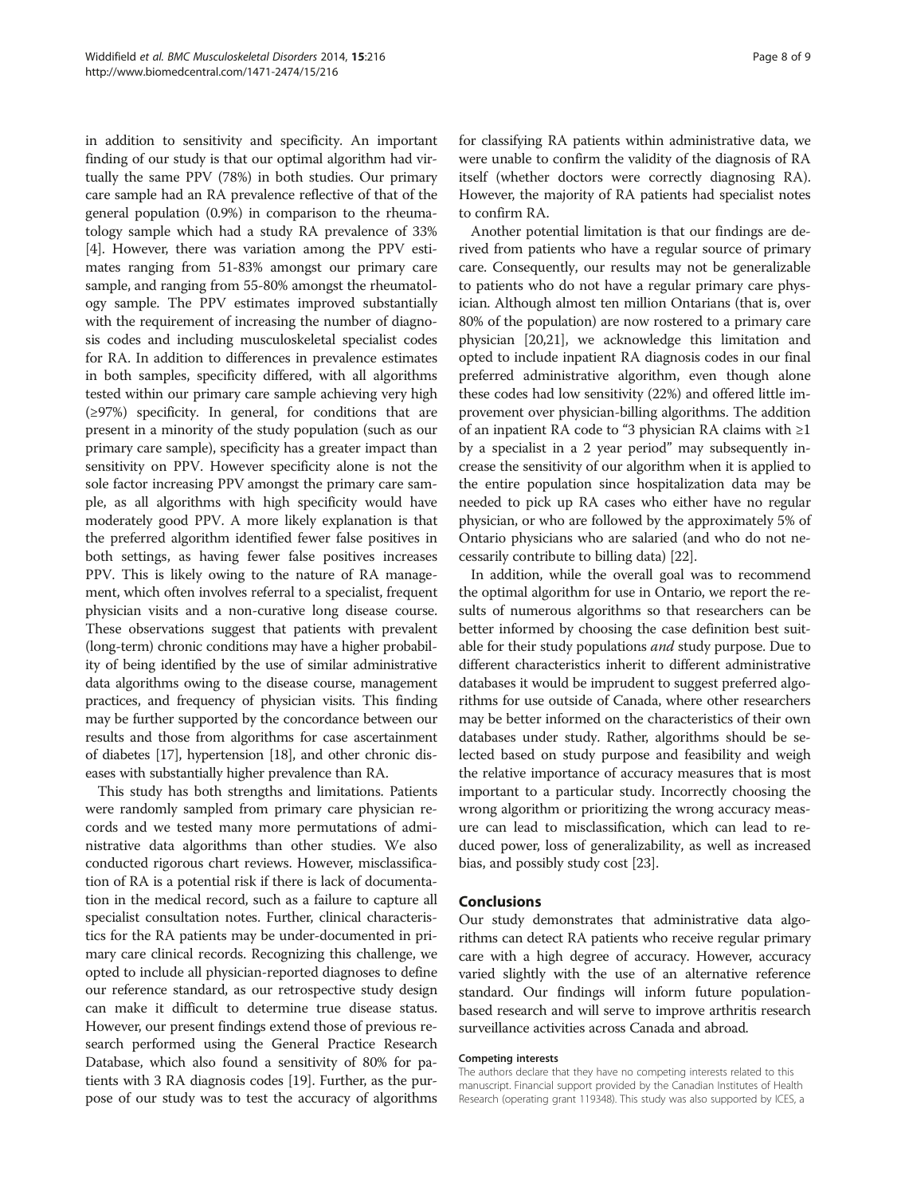in addition to sensitivity and specificity. An important finding of our study is that our optimal algorithm had virtually the same PPV (78%) in both studies. Our primary care sample had an RA prevalence reflective of that of the general population (0.9%) in comparison to the rheumatology sample which had a study RA prevalence of 33% [4]. However, there was variation among the PPV estimates ranging from 51-83% amongst our primary care sample, and ranging from 55-80% amongst the rheumatology sample. The PPV estimates improved substantially with the requirement of increasing the number of diagnosis codes and including musculoskeletal specialist codes for RA. In addition to differences in prevalence estimates in both samples, specificity differed, with all algorithms tested within our primary care sample achieving very high (≥97%) specificity. In general, for conditions that are present in a minority of the study population (such as our primary care sample), specificity has a greater impact than sensitivity on PPV. However specificity alone is not the sole factor increasing PPV amongst the primary care sample, as all algorithms with high specificity would have moderately good PPV. A more likely explanation is that the preferred algorithm identified fewer false positives in both settings, as having fewer false positives increases PPV. This is likely owing to the nature of RA management, which often involves referral to a specialist, frequent physician visits and a non-curative long disease course. These observations suggest that patients with prevalent (long-term) chronic conditions may have a higher probability of being identified by the use of similar administrative data algorithms owing to the disease course, management practices, and frequency of physician visits. This finding may be further supported by the concordance between our results and those from algorithms for case ascertainment of diabetes [17], hypertension [18], and other chronic diseases with substantially higher prevalence than RA.

This study has both strengths and limitations. Patients were randomly sampled from primary care physician records and we tested many more permutations of administrative data algorithms than other studies. We also conducted rigorous chart reviews. However, misclassification of RA is a potential risk if there is lack of documentation in the medical record, such as a failure to capture all specialist consultation notes. Further, clinical characteristics for the RA patients may be under-documented in primary care clinical records. Recognizing this challenge, we opted to include all physician-reported diagnoses to define our reference standard, as our retrospective study design can make it difficult to determine true disease status. However, our present findings extend those of previous research performed using the General Practice Research Database, which also found a sensitivity of 80% for patients with 3 RA diagnosis codes [19]. Further, as the purpose of our study was to test the accuracy of algorithms for classifying RA patients within administrative data, we were unable to confirm the validity of the diagnosis of RA itself (whether doctors were correctly diagnosing RA). However, the majority of RA patients had specialist notes to confirm RA.

Another potential limitation is that our findings are derived from patients who have a regular source of primary care. Consequently, our results may not be generalizable to patients who do not have a regular primary care physician. Although almost ten million Ontarians (that is, over 80% of the population) are now rostered to a primary care physician [20,21], we acknowledge this limitation and opted to include inpatient RA diagnosis codes in our final preferred administrative algorithm, even though alone these codes had low sensitivity (22%) and offered little improvement over physician-billing algorithms. The addition of an inpatient RA code to "3 physician RA claims with ≥1 by a specialist in a 2 year period" may subsequently increase the sensitivity of our algorithm when it is applied to the entire population since hospitalization data may be needed to pick up RA cases who either have no regular physician, or who are followed by the approximately 5% of Ontario physicians who are salaried (and who do not necessarily contribute to billing data) [22].

In addition, while the overall goal was to recommend the optimal algorithm for use in Ontario, we report the results of numerous algorithms so that researchers can be better informed by choosing the case definition best suitable for their study populations *and* study purpose. Due to different characteristics inherit to different administrative databases it would be imprudent to suggest preferred algorithms for use outside of Canada, where other researchers may be better informed on the characteristics of their own databases under study. Rather, algorithms should be selected based on study purpose and feasibility and weigh the relative importance of accuracy measures that is most important to a particular study. Incorrectly choosing the wrong algorithm or prioritizing the wrong accuracy measure can lead to misclassification, which can lead to reduced power, loss of generalizability, as well as increased bias, and possibly study cost [23].

## Conclusions

Our study demonstrates that administrative data algorithms can detect RA patients who receive regular primary care with a high degree of accuracy. However, accuracy varied slightly with the use of an alternative reference standard. Our findings will inform future population-based research and will serve to improve arthritis research surveillance activities across Canada and abroad.

#### Competing interests

The authors declare that they have no competing interests related to this manuscript. Financial support provided by the Canadian Institutes of Health Research (operating grant 119348). This study was also supported by ICES, a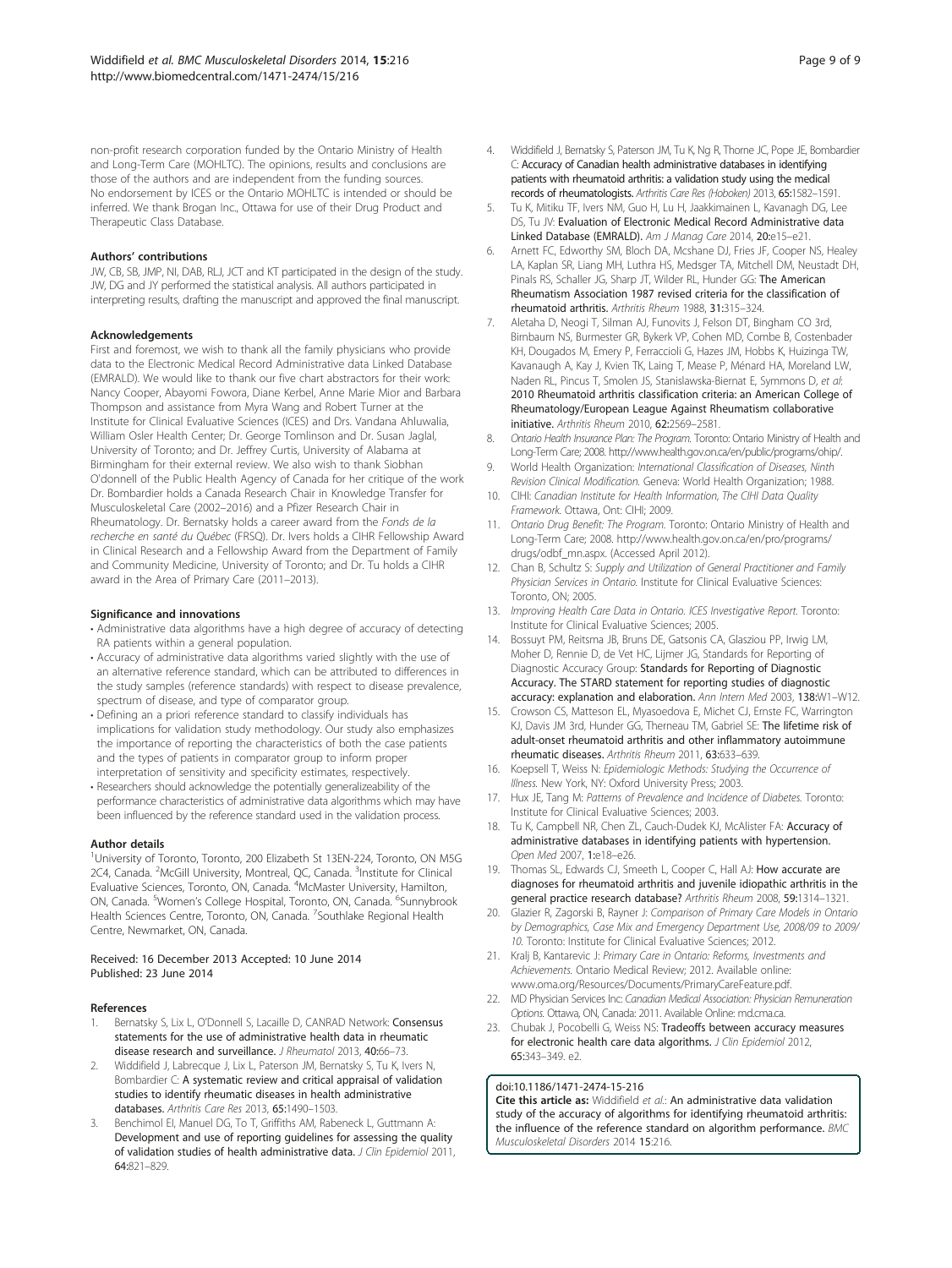non-profit research corporation funded by the Ontario Ministry of Health and Long-Term Care (MOHLTC). The opinions, results and conclusions are those of the authors and are independent from the funding sources. No endorsement by ICES or the Ontario MOHLTC is intended or should be inferred. We thank Brogan Inc., Ottawa for use of their Drug Product and Therapeutic Class Database.

#### Authors' contributions

JW, CB, SB, JMP, NI, DAB, RLJ, JCT and KT participated in the design of the study. JW, DG and JY performed the statistical analysis. All authors participated in interpreting results, drafting the manuscript and approved the final manuscript.

#### Acknowledgements

First and foremost, we wish to thank all the family physicians who provide data to the Electronic Medical Record Administrative data Linked Database (EMRALD). We would like to thank our five chart abstractors for their work: Nancy Cooper, Abayomi Fowora, Diane Kerbel, Anne Marie Mior and Barbara Thompson and assistance from Myra Wang and Robert Turner at the Institute for Clinical Evaluative Sciences (ICES) and Drs. Vandana Ahluwalia, William Osler Health Center; Dr. George Tomlinson and Dr. Susan Jaglal, University of Toronto; and Dr. Jeffrey Curtis, University of Alabama at Birmingham for their external review. We also wish to thank Siobhan O'donnell of the Public Health Agency of Canada for her critique of the work Dr. Bombardier holds a Canada Research Chair in Knowledge Transfer for Musculoskeletal Care (2002–2016) and a Pfizer Research Chair in Rheumatology. Dr. Bernatsky holds a career award from the *Fonds de la recherche en santé du Québec* (FRSQ). Dr. Ivers holds a CIHR Fellowship Award in Clinical Research and a Fellowship Award from the Department of Family and Community Medicine, University of Toronto; and Dr. Tu holds a CIHR award in the Area of Primary Care (2011–2013).

#### Significance and innovations

- Administrative data algorithms have a high degree of accuracy of detecting RA patients within a general population.
- Accuracy of administrative data algorithms varied slightly with the use of an alternative reference standard, which can be attributed to differences in the study samples (reference standards) with respect to disease prevalence, spectrum of disease, and type of comparator group.
- Defining an a priori reference standard to classify individuals has implications for validation study methodology. Our study also emphasizes the importance of reporting the characteristics of both the case patients and the types of patients in comparator group to inform proper interpretation of sensitivity and specificity estimates, respectively.
- Researchers should acknowledge the potentially generalizeability of the performance characteristics of administrative data algorithms which may have been influenced by the reference standard used in the validation process.

#### Author details

[1]University of Toronto, Toronto, 200 Elizabeth St 13EN-224, Toronto, ON M5G 2C4, Canada. [2]McGill University, Montreal, QC, Canada. [3]Institute for Clinical Evaluative Sciences, Toronto, ON, Canada. [4]McMaster University, Hamilton, ON, Canada. [5]Women's College Hospital, Toronto, ON, Canada. [6]Sunnybrook Health Sciences Centre, Toronto, ON, Canada. [7]Southlake Regional Health Centre, Newmarket, ON, Canada.

Received: 16 December 2013 Accepted: 10 June 2014
Published: 23 June 2014

#### References

1. Bernatsky S, Lix L, O'Donnell S, Lacaille D, CANRAD Network: **Consensus statements for the use of administrative health data in rheumatic disease research and surveillance.** *J Rheumatol* 2013, **40:**66–73.
2. Widdifield J, Labrecque J, Lix L, Paterson JM, Bernatsky S, Tu K, Ivers N, Bombardier C: **A systematic review and critical appraisal of validation studies to identify rheumatic diseases in health administrative databases.** *Arthritis Care Res* 2013, **65:**1490–1503.
3. Benchimol EI, Manuel DG, To T, Griffiths AM, Rabeneck L, Guttmann A: **Development and use of reporting guidelines for assessing the quality of validation studies of health administrative data.** *J Clin Epidemiol* 2011, **64:**821–829.
4. Widdifield J, Bernatsky S, Paterson JM, Tu K, Ng R, Thorne JC, Pope JE, Bombardier C: **Accuracy of Canadian health administrative databases in identifying patients with rheumatoid arthritis: a validation study using the medical records of rheumatologists.** *Arthritis Care Res (Hoboken)* 2013, **65:**1582–1591.
5. Tu K, Mitiku TF, Ivers NM, Guo H, Lu H, Jaakkimainen L, Kavanagh DG, Lee DS, Tu JV: **Evaluation of Electronic Medical Record Administrative data Linked Database (EMRALD).** *Am J Manag Care* 2014, **20:**e15–e21.
6. Arnett FC, Edworthy SM, Bloch DA, Mcshane DJ, Fries JF, Cooper NS, Healey LA, Kaplan SR, Liang MH, Luthra HS, Medsger TA, Mitchell DM, Neustadt DH, Pinals RS, Schaller JG, Sharp JT, Wilder RL, Hunder GG: **The American Rheumatism Association 1987 revised criteria for the classification of rheumatoid arthritis.** *Arthritis Rheum* 1988, **31:**315–324.
7. Aletaha D, Neogi T, Silman AJ, Funovits J, Felson DT, Bingham CO 3rd, Birnbaum NS, Burmester GR, Bykerk VP, Cohen MD, Combe B, Costenbader KH, Dougados M, Emery P, Ferraccioli G, Hazes JM, Hobbs K, Huizinga TW, Kavanaugh A, Kay J, Kvien TK, Laing T, Mease P, Ménard HA, Moreland LW, Naden RL, Pincus T, Smolen JS, Stanislawska-Biernat E, Symmons D, *et al*: **2010 Rheumatoid arthritis classification criteria: an American College of Rheumatology/European League Against Rheumatism collaborative initiative.** *Arthritis Rheum* 2010, **62:**2569–2581.
8. *Ontario Health Insurance Plan: The Program.* Toronto: Ontario Ministry of Health and Long-Term Care; 2008. http://www.health.gov.on.ca/en/public/programs/ohip/.
9. World Health Organization: *International Classification of Diseases, Ninth Revision Clinical Modification.* Geneva: World Health Organization; 1988.
10. CIHI: *Canadian Institute for Health Information, The CIHI Data Quality Framework.* Ottawa, Ont: CIHI; 2009.
11. *Ontario Drug Benefit: The Program.* Toronto: Ontario Ministry of Health and Long-Term Care; 2008. http://www.health.gov.on.ca/en/pro/programs/drugs/odbf_mn.aspx. (Accessed April 2012).
12. Chan B, Schultz S: *Supply and Utilization of General Practitioner and Family Physician Services in Ontario.* Institute for Clinical Evaluative Sciences: Toronto, ON; 2005.
13. *Improving Health Care Data in Ontario. ICES Investigative Report.* Toronto: Institute for Clinical Evaluative Sciences; 2005.
14. Bossuyt PM, Reitsma JB, Bruns DE, Gatsonis CA, Glasziou PP, Irwig LM, Moher D, Rennie D, de Vet HC, Lijmer JG, Standards for Reporting of Diagnostic Accuracy Group: **Standards for Reporting of Diagnostic Accuracy. The STARD statement for reporting studies of diagnostic accuracy: explanation and elaboration.** *Ann Intern Med* 2003, **138:**W1–W12.
15. Crowson CS, Matteson EL, Myasoedova E, Michet CJ, Ernste FC, Warrington KJ, Davis JM 3rd, Hunder GG, Therneau TM, Gabriel SE: **The lifetime risk of adult-onset rheumatoid arthritis and other inflammatory autoimmune rheumatic diseases.** *Arthritis Rheum* 2011, **63:**633–639.
16. Koepsell T, Weiss N: *Epidemiologic Methods: Studying the Occurrence of Illness.* New York, NY: Oxford University Press; 2003.
17. Hux JE, Tang M: *Patterns of Prevalence and Incidence of Diabetes.* Toronto: Institute for Clinical Evaluative Sciences; 2003.
18. Tu K, Campbell NR, Chen ZL, Cauch-Dudek KJ, McAlister FA: **Accuracy of administrative databases in identifying patients with hypertension.** *Open Med* 2007, **1:**e18–e26.
19. Thomas SL, Edwards CJ, Smeeth L, Cooper C, Hall AJ: **How accurate are diagnoses for rheumatoid arthritis and juvenile idiopathic arthritis in the general practice research database?** *Arthritis Rheum* 2008, **59:**1314–1321.
20. Glazier R, Zagorski B, Rayner J: *Comparison of Primary Care Models in Ontario by Demographics, Case Mix and Emergency Department Use, 2008/09 to 2009/10.* Toronto: Institute for Clinical Evaluative Sciences; 2012.
21. Kralj B, Kantarevic J: *Primary Care in Ontario: Reforms, Investments and Achievements.* Ontario Medical Review; 2012. Available online: www.oma.org/Resources/Documents/PrimaryCareFeature.pdf.
22. MD Physician Services Inc: *Canadian Medical Association: Physician Remuneration Options.* Ottawa, ON, Canada: 2011. Available Online: md.cma.ca.
23. Chubak J, Pocobelli G, Weiss NS: **Tradeoffs between accuracy measures for electronic health care data algorithms.** *J Clin Epidemiol* 2012, **65:**343–349. e2.

doi:10.1186/1471-2474-15-216

**Cite this article as:** Widdifield *et al.*: An administrative data validation study of the accuracy of algorithms for identifying rheumatoid arthritis: the influence of the reference standard on algorithm performance. *BMC Musculoskeletal Disorders* 2014 **15**:216.